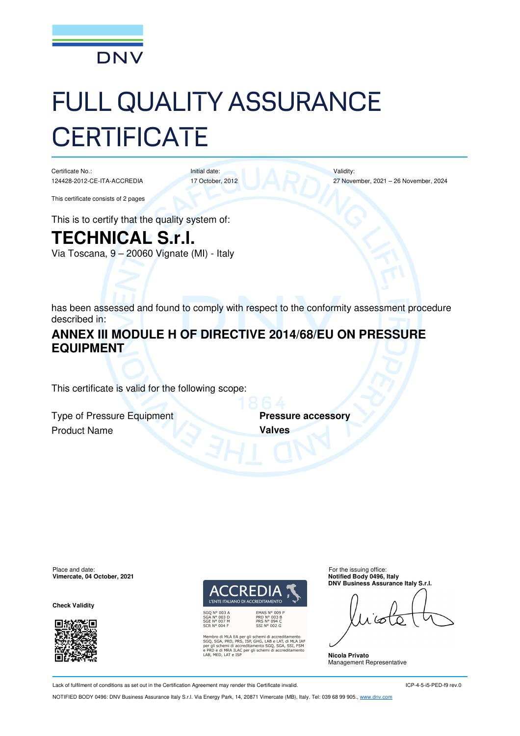DNV

# FULL QUALITY ASSURANCE CERTIFICATE

Certificate No.:
124428-2012-CE-ITA-ACCREDIA

Initial date:
17 October, 2012

Validity:
27 November, 2021 – 26 November, 2024

This certificate consists of 2 pages

This is to certify that the quality system of:

## TECHNICAL S.r.l.

Via Toscana, 9 – 20060 Vignate (MI) - Italy

has been assessed and found to comply with respect to the conformity assessment procedure described in:

## ANNEX III MODULE H OF DIRECTIVE 2014/68/EU ON PRESSURE EQUIPMENT

This certificate is valid for the following scope:

| | |
|---|---|
| Type of Pressure Equipment | **Pressure accessory** |
| Product Name | **Valves** |

Place and date:
**Vimercate, 04 October, 2021**

**Check Validity**

ACCREDIA
L'ENTE ITALIANO DI ACCREDITAMENTO

SGQ N° 003 A
SGA N° 003 D
SGE N° 007 M
SCR N° 004 F

EMAS N° 009 P
PRD N° 003 B
PRS N° 094 C
SSI N° 002 G

Membro di MLA EA per gli schemi di accreditamento SGQ, SGA, PRD, PRS, ISP, GHG, LAB e LAT, di MLA IAF per gli schemi di accreditamento SGQ, SGA, SSI, FSM e PRD e di MRA ILAC per gli schemi di accreditamento LAB, MED, LAT e ISP

For the issuing office:
**Notified Body 0496, Italy**
**DNV Business Assurance Italy S.r.l.**

**Nicola Privato**
Management Representative

Lack of fulfilment of conditions as set out in the Certification Agreement may render this Certificate invalid.

ICP-4-5-i5-PED-f9 rev.0

NOTIFIED BODY 0496: DNV Business Assurance Italy S.r.l. Via Energy Park, 14, 20871 Vimercate (MB), Italy. Tel: 039 68 99 905., www.dnv.com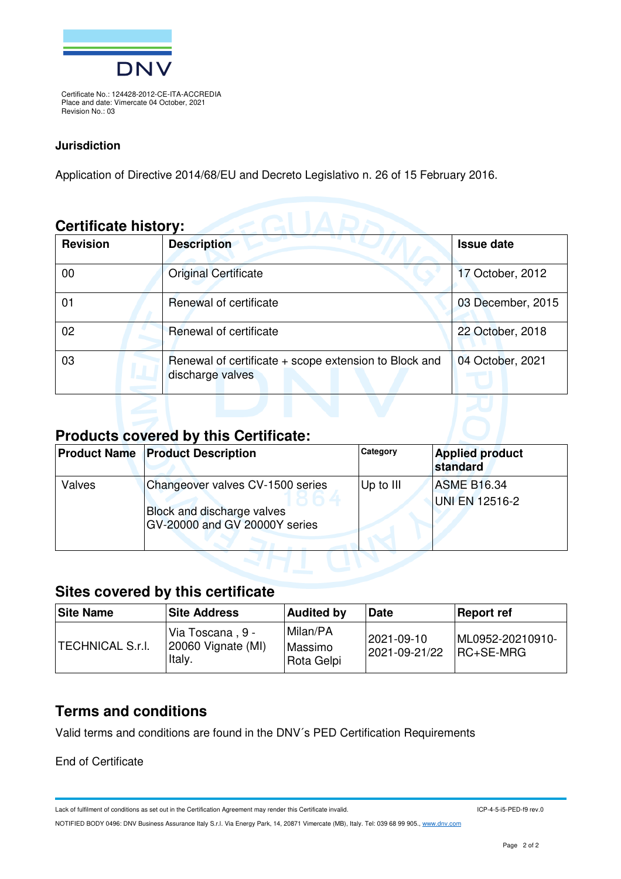DNV

Certificate No.: 124428-2012-CE-ITA-ACCREDIA
Place and date: Vimercate 04 October, 2021
Revision No.: 03

### Jurisdiction

Application of Directive 2014/68/EU and Decreto Legislativo n. 26 of 15 February 2016.

## Certificate history:

| Revision | Description | Issue date |
|---|---|---|
| 00 | Original Certificate | 17 October, 2012 |
| 01 | Renewal of certificate | 03 December, 2015 |
| 02 | Renewal of certificate | 22 October, 2018 |
| 03 | Renewal of certificate + scope extension to Block and discharge valves | 04 October, 2021 |

## Products covered by this Certificate:

| Product Name | Product Description | Category | Applied product standard |
|---|---|---|---|
| Valves | Changeover valves CV-1500 series<br><br>Block and discharge valves GV-20000 and GV 20000Y series | Up to III | ASME B16.34<br>UNI EN 12516-2 |

## Sites covered by this certificate

| Site Name | Site Address | Audited by | Date | Report ref |
|---|---|---|---|---|
| TECHNICAL S.r.l. | Via Toscana , 9 - 20060 Vignate (MI) Italy. | Milan/PA Massimo Rota Gelpi | 2021-09-10 2021-09-21/22 | ML0952-20210910-RC+SE-MRG |

## Terms and conditions

Valid terms and conditions are found in the DNV´s PED Certification Requirements

End of Certificate

Lack of fulfilment of conditions as set out in the Certification Agreement may render this Certificate invalid. ICP-4-5-i5-PED-f9 rev.0

NOTIFIED BODY 0496: DNV Business Assurance Italy S.r.l. Via Energy Park, 14, 20871 Vimercate (MB), Italy. Tel: 039 68 99 905., www.dnv.com